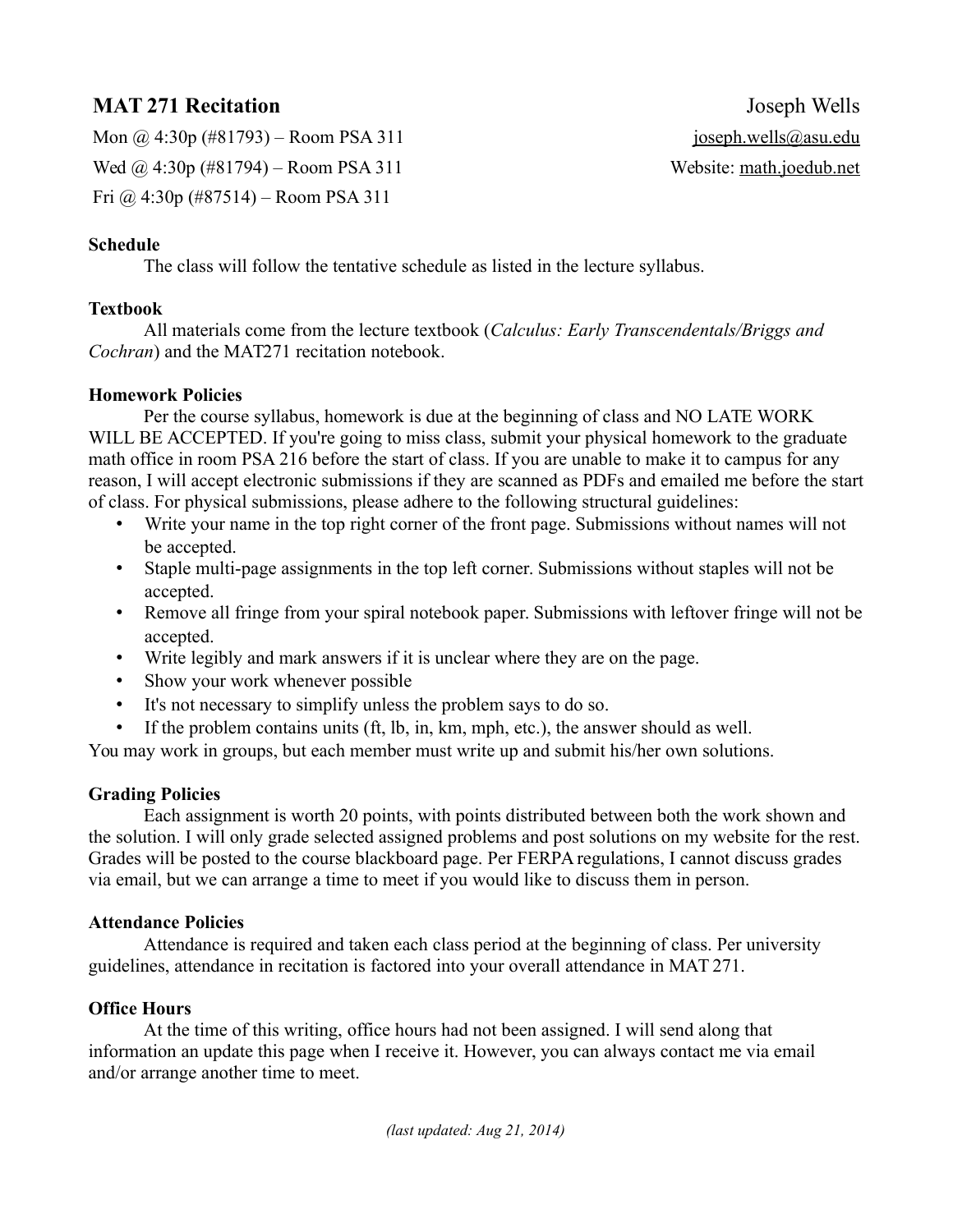# MAT 271 Recitation

Joseph Wells

Mon @ 4:30p (#81793) – Room PSA 311

Wed @ 4:30p (#81794) – Room PSA 311

Fri @ 4:30p (#87514) – Room PSA 311

joseph.wells@asu.edu

Website: math.joedub.net

**Schedule**

The class will follow the tentative schedule as listed in the lecture syllabus.

**Textbook**

All materials come from the lecture textbook (*Calculus: Early Transcendentals/Briggs and Cochran*) and the MAT271 recitation notebook.

**Homework Policies**

Per the course syllabus, homework is due at the beginning of class and NO LATE WORK WILL BE ACCEPTED. If you're going to miss class, submit your physical homework to the graduate math office in room PSA 216 before the start of class. If you are unable to make it to campus for any reason, I will accept electronic submissions if they are scanned as PDFs and emailed me before the start of class. For physical submissions, please adhere to the following structural guidelines:

- Write your name in the top right corner of the front page. Submissions without names will not be accepted.
- Staple multi-page assignments in the top left corner. Submissions without staples will not be accepted.
- Remove all fringe from your spiral notebook paper. Submissions with leftover fringe will not be accepted.
- Write legibly and mark answers if it is unclear where they are on the page.
- Show your work whenever possible
- It's not necessary to simplify unless the problem says to do so.
- If the problem contains units (ft, lb, in, km, mph, etc.), the answer should as well.

You may work in groups, but each member must write up and submit his/her own solutions.

**Grading Policies**

Each assignment is worth 20 points, with points distributed between both the work shown and the solution. I will only grade selected assigned problems and post solutions on my website for the rest. Grades will be posted to the course blackboard page. Per FERPA regulations, I cannot discuss grades via email, but we can arrange a time to meet if you would like to discuss them in person.

**Attendance Policies**

Attendance is required and taken each class period at the beginning of class. Per university guidelines, attendance in recitation is factored into your overall attendance in MAT 271.

**Office Hours**

At the time of this writing, office hours had not been assigned. I will send along that information an update this page when I receive it. However, you can always contact me via email and/or arrange another time to meet.

*(last updated: Aug 21, 2014)*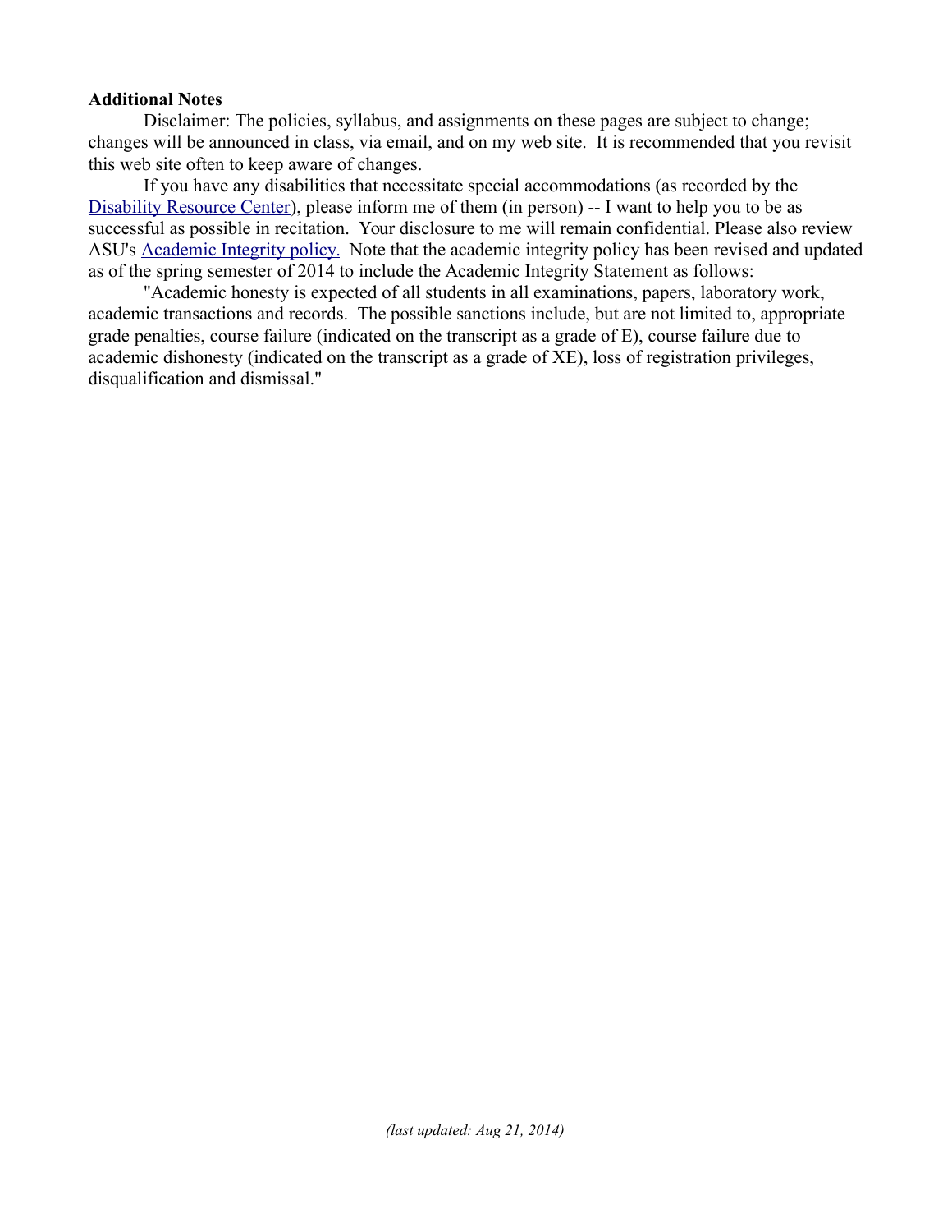**Additional Notes**

Disclaimer: The policies, syllabus, and assignments on these pages are subject to change; changes will be announced in class, via email, and on my web site. It is recommended that you revisit this web site often to keep aware of changes.

If you have any disabilities that necessitate special accommodations (as recorded by the Disability Resource Center), please inform me of them (in person) -- I want to help you to be as successful as possible in recitation. Your disclosure to me will remain confidential. Please also review ASU's Academic Integrity policy. Note that the academic integrity policy has been revised and updated as of the spring semester of 2014 to include the Academic Integrity Statement as follows:

"Academic honesty is expected of all students in all examinations, papers, laboratory work, academic transactions and records. The possible sanctions include, but are not limited to, appropriate grade penalties, course failure (indicated on the transcript as a grade of E), course failure due to academic dishonesty (indicated on the transcript as a grade of XE), loss of registration privileges, disqualification and dismissal."

*(last updated: Aug 21, 2014)*